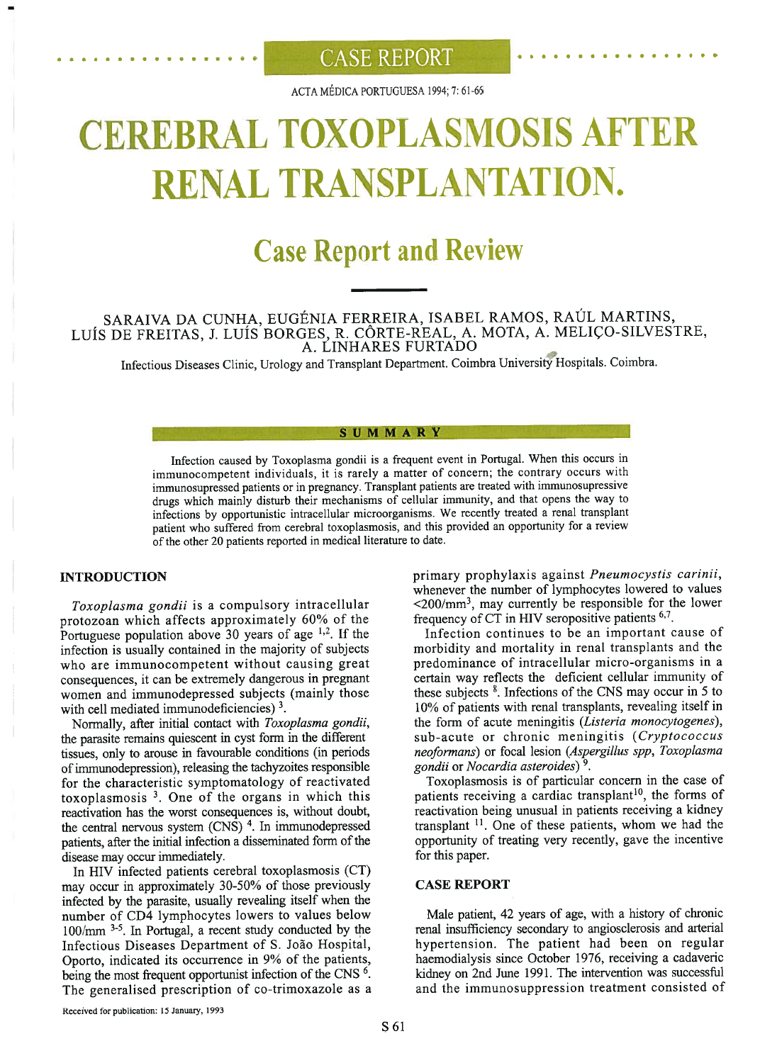CASE REPORT

# CEREBRAL TOXOPLASMOSIS AFTER RENAL TRANSPLANTATION.

## Case Report and Review

SARAIVA DA CUNHA, EUGÉNIA FERREIRA, ISABEL RAMOS, RAÚL MARTINS, LUÍS DE FREITAS, J. LUÍS BORGES, R. CÔRTE-REAL, A. MOTA, A. MELIÇO-SILVESTRE, A. LINHARES FURTADO

Infectious Diseases Clinic, Urology and Transplant Department. Coimbra University Hospitals. Coimbra.

### SUMMARY

Infection caused by Toxoplasma gondii is a frequent event in Portugal. When this occurs in immunocompetent individuals, it is rarely a matter of concern; the contrary occurs with immunosupressed patients or in pregnancy. Transplant patients are treated with immunosupressive drugs which mainly disturb their mechanisms of cellular immunity, and that opens the way to infections by opportunistic intracellular microorganisms. We recently treated a renal transplant patient who suffered from cerebral toxoplasmosis, and this provided an opportunity for a review of the other 20 patients reported in medical literature to date.

### INTRODUCTION

*Toxoplasma gondii* is a compulsory intracellular protozoan which affects approximately 60% of the Portuguese population above 30 years of age [1,2]. If the infection is usually contained in the majority of subjects who are immunocompetent without causing great consequences, it can be extremely dangerous in pregnant women and immunodepressed subjects (mainly those with cell mediated immunodeficiencies) [3].

Normally, after initial contact with *Toxoplasma gondii*, the parasite remains quiescent in cyst form in the different tissues, only to arouse in favourable conditions (in periods of immunodepression), releasing the tachyzoites responsible for the characteristic symptomatology of reactivated toxoplasmosis [3]. One of the organs in which this reactivation has the worst consequences is, without doubt, the central nervous system (CNS) [4]. In immunodepressed patients, after the initial infection a disseminated form of the disease may occur immediately.

In HIV infected patients cerebral toxoplasmosis (CT) may occur in approximately 30-50% of those previously infected by the parasite, usually revealing itself when the number of CD4 lymphocytes lowers to values below 100/mm [3-5]. In Portugal, a recent study conducted by the Infectious Diseases Department of S. João Hospital, Oporto, indicated its occurrence in 9% of the patients, being the most frequent opportunist infection of the CNS [6]. The generalised prescription of co-trimoxazole as a primary prophylaxis against *Pneumocystis carinii*, whenever the number of lymphocytes lowered to values <200/mm$^3$, may currently be responsible for the lower frequency of CT in HIV seropositive patients [6,7].

Infection continues to be an important cause of morbidity and mortality in renal transplants and the predominance of intracellular micro-organisms in a certain way reflects the deficient cellular immunity of these subjects [8]. Infections of the CNS may occur in 5 to 10% of patients with renal transplants, revealing itself in the form of acute meningitis (*Listeria monocytogenes*), sub-acute or chronic meningitis (*Cryptococcus neoformans*) or focal lesion (*Aspergillus spp*, *Toxoplasma gondii* or *Nocardia asteroides*) [9].

Toxoplasmosis is of particular concern in the case of patients receiving a cardiac transplant[10], the forms of reactivation being unusual in patients receiving a kidney transplant [11]. One of these patients, whom we had the opportunity of treating very recently, gave the incentive for this paper.

### CASE REPORT

Male patient, 42 years of age, with a history of chronic renal insufficiency secondary to angiosclerosis and arterial hypertension. The patient had been on regular haemodialysis since October 1976, receiving a cadaveric kidney on 2nd June 1991. The intervention was successful and the immunosuppression treatment consisted of

Received for publication: 15 January, 1993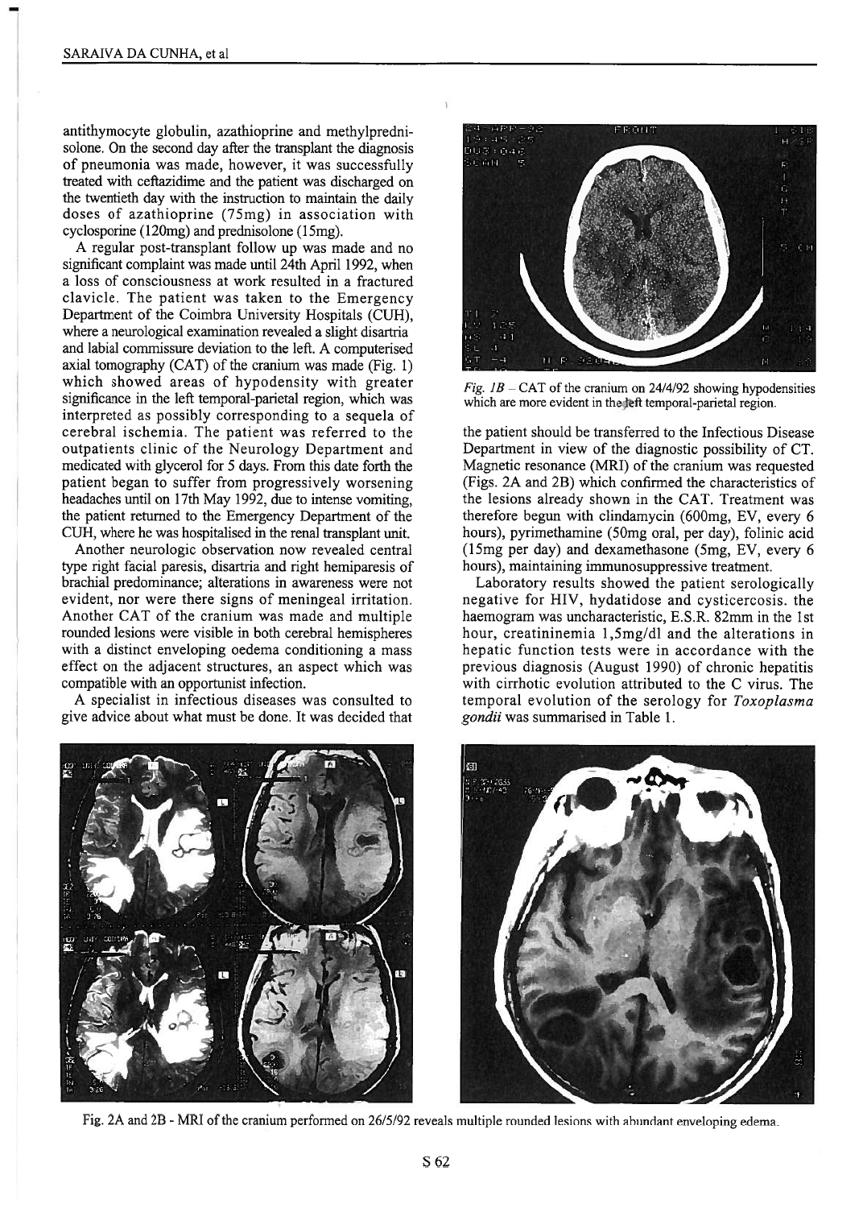antithymocyte globulin, azathioprine and methylprednisolone. On the second day after the transplant the diagnosis of pneumonia was made, however, it was successfully treated with ceftazidime and the patient was discharged on the twentieth day with the instruction to maintain the daily doses of azathioprine (75mg) in association with cyclosporine (120mg) and prednisolone (15mg).

A regular post-transplant follow up was made and no significant complaint was made until 24th April 1992, when a loss of consciousness at work resulted in a fractured clavicle. The patient was taken to the Emergency Department of the Coimbra University Hospitals (CUH), where a neurological examination revealed a slight disartria and labial commissure deviation to the left. A computerised axial tomography (CAT) of the cranium was made (Fig. 1) which showed areas of hypodensity with greater significance in the left temporal-parietal region, which was interpreted as possibly corresponding to a sequela of cerebral ischemia. The patient was referred to the outpatients clinic of the Neurology Department and medicated with glycerol for 5 days. From this date forth the patient began to suffer from progressively worsening headaches until on 17th May 1992, due to intense vomiting, the patient returned to the Emergency Department of the CUH, where he was hospitalised in the renal transplant unit.

Another neurologic observation now revealed central type right facial paresis, disartria and right hemiparesis of brachial predominance; alterations in awareness were not evident, nor were there signs of meningeal irritation. Another CAT of the cranium was made and multiple rounded lesions were visible in both cerebral hemispheres with a distinct enveloping oedema conditioning a mass effect on the adjacent structures, an aspect which was compatible with an opportunist infection.

A specialist in infectious diseases was consulted to give advice about what must be done. It was decided that

*Fig. 1B* – CAT of the cranium on 24/4/92 showing hypodensities which are more evident in the left temporal-parietal region.

the patient should be transferred to the Infectious Disease Department in view of the diagnostic possibility of CT. Magnetic resonance (MRI) of the cranium was requested (Figs. 2A and 2B) which confirmed the characteristics of the lesions already shown in the CAT. Treatment was therefore begun with clindamycin (600mg, EV, every 6 hours), pyrimethamine (50mg oral, per day), folinic acid (15mg per day) and dexamethasone (5mg, EV, every 6 hours), maintaining immunosuppressive treatment.

Laboratory results showed the patient serologically negative for HIV, hydatidose and cysticercosis. the haemogram was uncharacteristic, E.S.R. 82mm in the 1st hour, creatininemia 1,5mg/dl and the alterations in hepatic function tests were in accordance with the previous diagnosis (August 1990) of chronic hepatitis with cirrhotic evolution attributed to the C virus. The temporal evolution of the serology for *Toxoplasma gondii* was summarised in Table 1.

Fig. 2A and 2B - MRI of the cranium performed on 26/5/92 reveals multiple rounded lesions with abundant enveloping edema.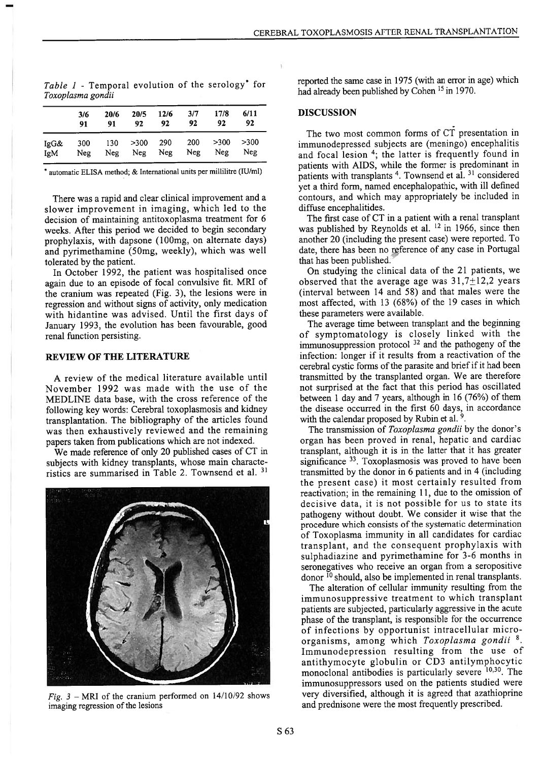*Table 1* - Temporal evolution of the serology* for *Toxoplasma gondii*

| | 3/6 91 | 20/6 91 | 20/5 92 | 12/6 92 | 3/7 92 | 17/8 92 | 6/11 92 |
|---|---|---|---|---|---|---|---|
| IgG& | 300 | 130 | >300 | 290 | 200 | >300 | >300 |
| IgM | Neg | Neg | Neg | Neg | Neg | Neg | Neg |

* automatic ELISA method; & International units per millilitre (IU/ml)

There was a rapid and clear clinical improvement and a slower improvement in imaging, which led to the decision of maintaining antitoxoplasma treatment for 6 weeks. After this period we decided to begin secondary prophylaxis, with dapsone (100mg, on alternate days) and pyrimethamine (50mg, weekly), which was well tolerated by the patient.

In October 1992, the patient was hospitalised once again due to an episode of focal convulsive fit. MRI of the cranium was repeated (Fig. 3), the lesions were in regression and without signs of activity, only medication with hidantine was advised. Until the first days of January 1993, the evolution has been favourable, good renal function persisting.

## REVIEW OF THE LITERATURE

A review of the medical literature available until November 1992 was made with the use of the MEDLINE data base, with the cross reference of the following key words: Cerebral toxoplasmosis and kidney transplantation. The bibliography of the articles found was then exhaustively reviewed and the remaining papers taken from publications which are not indexed.

We made reference of only 20 published cases of CT in subjects with kidney transplants, whose main characteristics are summarised in Table 2. Townsend et al. [31] reported the same case in 1975 (with an error in age) which had already been published by Cohen [15] in 1970.

*Fig. 3* – MRI of the cranium performed on 14/10/92 shows imaging regression of the lesions

## DISCUSSION

The two most common forms of CT presentation in immunodepressed subjects are (meningo) encephalitis and focal lesion [4]; the latter is frequently found in patients with AIDS, while the former is predominant in patients with transplants [4]. Townsend et al. [31] considered yet a third form, named encephalopathic, with ill defined contours, and which may appropriately be included in diffuse encephalitides.

The first case of CT in a patient with a renal transplant was published by Reynolds et al. [12] in 1966, since then another 20 (including the present case) were reported. To date, there has been no reference of any case in Portugal that has been published.

On studying the clinical data of the 21 patients, we observed that the average age was 31,7±12,2 years (interval between 14 and 58) and that males were the most affected, with 13 (68%) of the 19 cases in which these parameters were available.

The average time between transplant and the beginning of symptomatology is closely linked with the immunosuppression protocol [32] and the pathogeny of the infection: longer if it results from a reactivation of the cerebral cystic forms of the parasite and brief if it had been transmitted by the transplanted organ. We are therefore not surprised at the fact that this period has oscillated between 1 day and 7 years, although in 16 (76%) of them the disease occurred in the first 60 days, in accordance with the calendar proposed by Rubin et al. [9].

The transmission of *Toxoplasma gondii* by the donor's organ has been proved in renal, hepatic and cardiac transplant, although it is in the latter that it has greater significance [33]. Toxoplasmosis was proved to have been transmitted by the donor in 6 patients and in 4 (including the present case) it most certainly resulted from reactivation; in the remaining 11, due to the omission of decisive data, it is not possible for us to state its pathogeny without doubt. We consider it wise that the procedure which consists of the systematic determination of Toxoplasma immunity in all candidates for cardiac transplant, and the consequent prophylaxis with sulphadiazine and pyrimethamine for 3-6 months in seronegatives who receive an organ from a seropositive donor [10] should, also be implemented in renal transplants.

The alteration of cellular immunity resulting from the immunosuppressive treatment to which transplant patients are subjected, particularly aggressive in the acute phase of the transplant, is responsible for the occurrence of infections by opportunist intracellular microorganisms, among which *Toxoplasma gondii* [8]. Immunodepression resulting from the use of antithymocyte globulin or CD3 antilymphocytic monoclonal antibodies is particularly severe [10,30]. The immunosuppressors used on the patients studied were very diversified, although it is agreed that azathioprine and prednisone were the most frequently prescribed.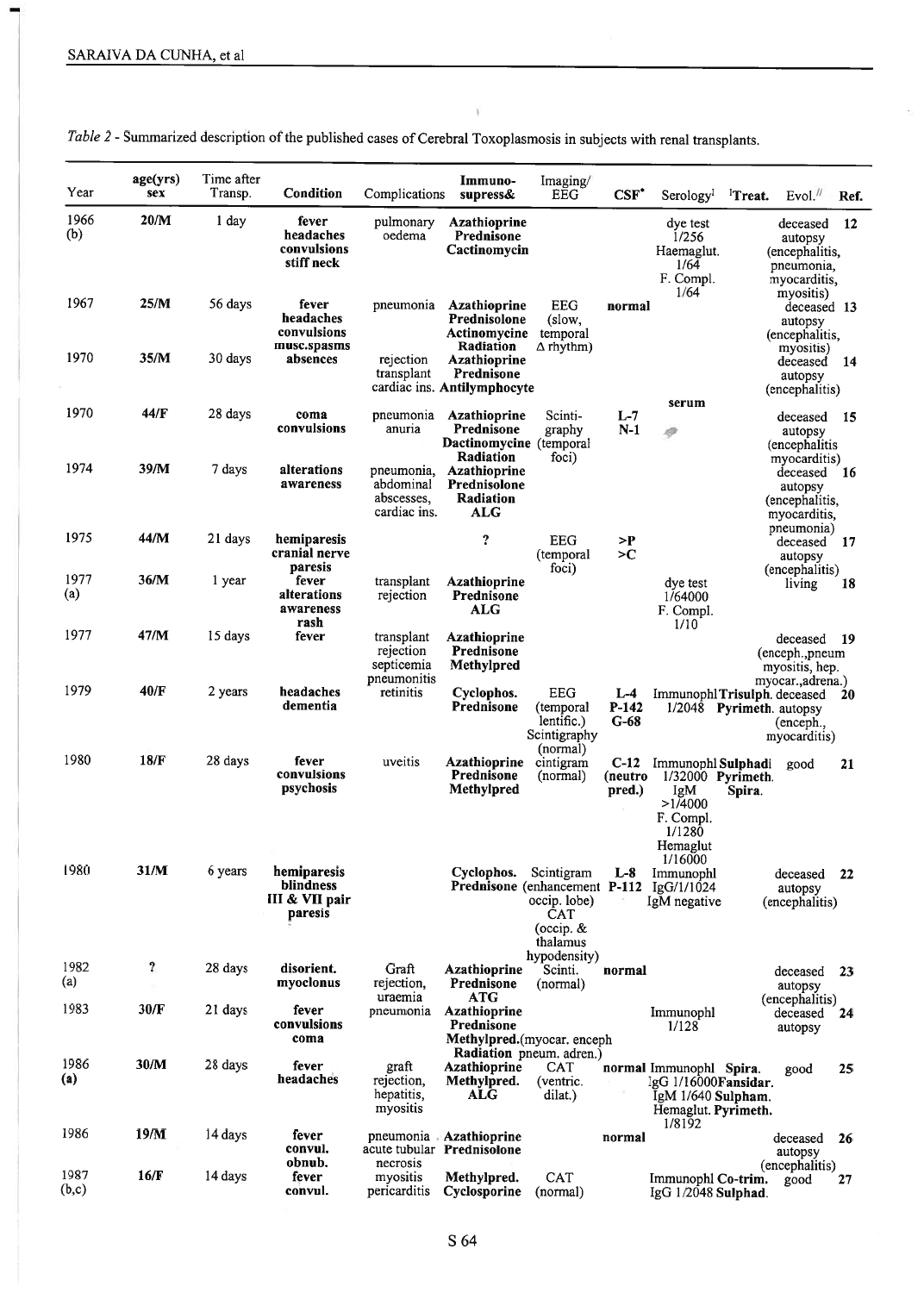*Table 2* - Summarized description of the published cases of Cerebral Toxoplasmosis in subjects with renal transplants.

| Year | age(yrs) sex | Time after Transp. | Condition | Complications | Immuno-supress& | Imaging/ EEG | CSF* | Serology[I] | [I]Treat. | Evol.[//] | Ref. |
|---|---|---|---|---|---|---|---|---|---|---|---|
| 1966 (b) | **20/M** | 1 day | **fever headaches convulsions stiff neck** | pulmonary oedema | **Azathioprine Prednisone Cactinomycin** | | | dye test 1/256 Haemaglut. 1/64 F. Compl. 1/64 | | deceased autopsy (encephalitis, pneumonia, myocarditis, myositis) | 12 |
| 1967 | **25/M** | 56 days | **fever headaches convulsions musc.spasms** | pneumonia | **Azathioprine Prednisolone Actinomycine Radiation** | EEG (slow, temporal Δ rhythm) | **normal** | | | deceased autopsy (encephalitis, myositis) | 13 |
| 1970 | **35/M** | 30 days | **absences** | rejection transplant cardiac ins. | **Azathioprine Prednisone Antilymphocyte** | | | | | deceased autopsy (encephalitis) | 14 |
| 1970 | **44/F** | 28 days | **coma convulsions** | pneumonia anuria | **Azathioprine Prednisone Dactinomycine Radiation** | Scinti-graphy (temporal foci) | **L-7 N-1** | serum | | deceased autopsy (encephalitis myocarditis) | 15 |
| 1974 | **39/M** | 7 days | **alterations awareness** | pneumonia, abdominal abscesses, cardiac ins. | **Azathioprine Prednisolone Radiation ALG** | | | | | deceased autopsy (encephalitis, myocarditis, pneumonia) | 16 |
| 1975 | **44/M** | 21 days | **hemiparesis cranial nerve paresis** | | **?** | EEG (temporal foci) | **>P >C** | | | deceased autopsy (encephalitis) | 17 |
| 1977 (a) | **36/M** | 1 year | **fever alterations awareness rash** | transplant rejection | **Azathioprine Prednisone ALG** | | | dye test 1/64000 F. Compl. 1/10 | | living | 18 |
| 1977 | **47/M** | 15 days | **fever** | transplant rejection septicemia pneumonitis | **Azathioprine Prednisone Methylpred** | | | | | deceased (enceph.,pneum myositis, hep. myocar.,adrena.) | 19 |
| 1979 | **40/F** | 2 years | **headaches dementia** | retinitis | **Cyclophos. Prednisone** | EEG (temporal lentific.) Scintigraphy (normal) | **L-4 P-142 G-68** | Immunophl 1/2048 | **Trisulph. Pyrimeth.** | deceased autopsy (enceph., myocarditis) | 20 |
| 1980 | **18/F** | 28 days | **fever convulsions psychosis** | uveitis | **Azathioprine Prednisone Methylpred** | cintigram (normal) | **C-12 (neutro pred.)** | Immunophl 1/32000 IgM >1/4000 F. Compl. 1/1280 Hemaglut 1/16000 | **Sulphadi Pyrimeth. Spira.** | good | 21 |
| 1980 | **31/M** | 6 years | **hemiparesis blindness III & VII pair paresis** | | **Cyclophos. Prednisone** | Scintigram (enhancement occip. lobe) CAT (occip. & thalamus hypodensity) | **L-8 P-112** | Immunophl IgG/1/1024 IgM negative | | deceased autopsy (encephalitis) | 22 |
| 1982 (a) | **?** | 28 days | **disorient. myoclonus** | Graft rejection, uraemia | **Azathioprine Prednisone ATG** | Scinti. (normal) | **normal** | | | deceased autopsy (encephalitis) | 23 |
| 1983 | **30/F** | 21 days | **fever convulsions coma** | pneumonia | **Azathioprine Prednisone Methylpred.** | | | Immunophl 1/128 | | deceased autopsy (myocar. enceph Radiation pneum. adren.) | 24 |
| 1986 **(a)** | **30/M** | 28 days | **fever headaches** | graft rejection, hepatitis, myositis | **Azathioprine Methylpred. ALG** | CAT (ventric. dilat.) | **normal** | Immunophl IgG 1/16000 IgM 1/640 Hemaglut. 1/8192 | **Spira. Fansidar. Sulpham. Pyrimeth.** | good | 25 |
| 1986 | **19/M** | 14 days | **fever convul. obnub.** | pneumonia acute tubular necrosis | **Azathioprine Prednisolone** | | **normal** | | | deceased autopsy (encephalitis) | 26 |
| 1987 (b,c) | **16/F** | 14 days | **fever convul.** | myositis pericarditis | **Methylpred. Cyclosporine** | CAT (normal) | | Immunophl IgG 1/2048 | **Co-trim. Sulphad.** | good | 27 |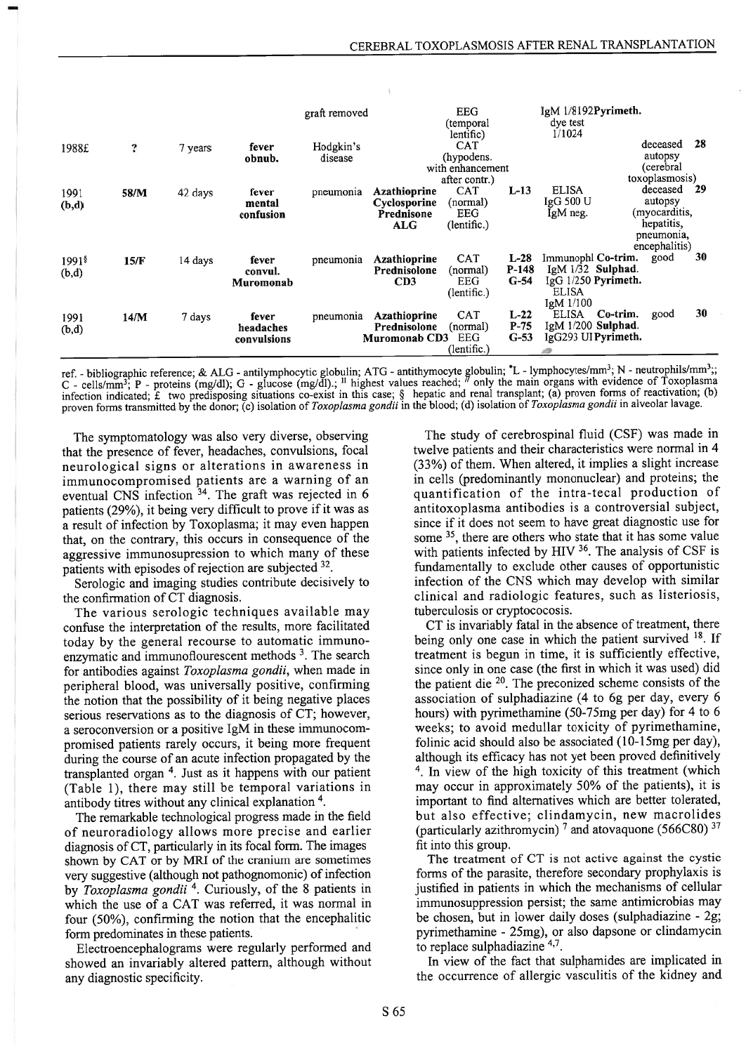| | | | | | | | | | | |
|---|---|---|---|---|---|---|---|---|---|---|
| | | | | graft removed | | EEG (temporal lentific) | | IgM 1/8192 dye test 1/1024 | Pyrimeth. | | |
| 1988£ | ? | 7 years | **fever obnub.** | Hodgkin's disease | | CAT (hypodens. with enhancement after contr.) | | | | deceased autopsy (cerebral toxoplasmosis) | 28 |
| 1991 (b,d) | **58/M** | 42 days | **fever mental confusion** | pneumonia | **Azathioprine Cyclosporine Prednisone ALG** | CAT (normal) EEG (lentific.) | L-13 | ELISA IgG 500 U IgM neg. | | deceased autopsy (myocarditis, hepatitis, pneumonia, encephalitis) | 29 |
| 1991§ (b,d) | **15/F** | 14 days | **fever convul. Muromonab** | pneumonia | **Azathioprine Prednisolone CD3** | CAT (normal) EEG (lentific.) | L-28 P-148 G-54 | Immunophl IgM 1/32 IgG 1/250 ELISA IgM 1/100 | **Co-trim. Sulphad. Pyrimeth.** | good | 30 |
| 1991 (b,d) | **14/M** | 7 days | **fever headaches convulsions** | pneumonia | **Azathioprine Prednisolone Muromonab CD3** | CAT (normal) EEG (lentific.) | L-22 P-75 G-53 | ELISA IgM 1/200 IgG293 UI | **Co-trim. Sulphad. Pyrimeth.** | good | 30 |

ref. - bibliographic reference; & ALG - antilymphocytic globulin; ATG - antithymocyte globulin; *L - lymphocytes/mm³; N - neutrophils/mm³;; C - cells/mm³; P - proteins (mg/dl); G - glucose (mg/dl).; ‖ highest values reached; // only the main organs with evidence of Toxoplasma infection indicated; £ two predisposing situations co-exist in this case; § hepatic and renal transplant; (a) proven forms of reactivation; (b) proven forms transmitted by the donor; (c) isolation of *Toxoplasma gondii* in the blood; (d) isolation of *Toxoplasma gondii* in alveolar lavage.

The symptomatology was also very diverse, observing that the presence of fever, headaches, convulsions, focal neurological signs or alterations in awareness in immunocompromised patients are a warning of an eventual CNS infection [34]. The graft was rejected in 6 patients (29%), it being very difficult to prove if it was as a result of infection by Toxoplasma; it may even happen that, on the contrary, this occurs in consequence of the aggressive immunosupression to which many of these patients with episodes of rejection are subjected [32].

Serologic and imaging studies contribute decisively to the confirmation of CT diagnosis.

The various serologic techniques available may confuse the interpretation of the results, more facilitated today by the general recourse to automatic immuno-enzymatic and immunoflourescent methods [3]. The search for antibodies against *Toxoplasma gondii*, when made in peripheral blood, was universally positive, confirming the notion that the possibility of it being negative places serious reservations as to the diagnosis of CT; however, a seroconversion or a positive IgM in these immunocompromised patients rarely occurs, it being more frequent during the course of an acute infection propagated by the transplanted organ [4]. Just as it happens with our patient (Table 1), there may still be temporal variations in antibody titres without any clinical explanation [4].

The remarkable technological progress made in the field of neuroradiology allows more precise and earlier diagnosis of CT, particularly in its focal form. The images shown by CAT or by MRI of the cranium are sometimes very suggestive (although not pathognomonic) of infection by *Toxoplasma gondii* [4]. Curiously, of the 8 patients in which the use of a CAT was referred, it was normal in four (50%), confirming the notion that the encephalitic form predominates in these patients.

Electroencephalograms were regularly performed and showed an invariably altered pattern, although without any diagnostic specificity.

The study of cerebrospinal fluid (CSF) was made in twelve patients and their characteristics were normal in 4 (33%) of them. When altered, it implies a slight increase in cells (predominantly mononuclear) and proteins; the quantification of the intra-tecal production of antitoxoplasma antibodies is a controversial subject, since if it does not seem to have great diagnostic use for some [35], there are others who state that it has some value with patients infected by HIV [36]. The analysis of CSF is fundamentally to exclude other causes of opportunistic infection of the CNS which may develop with similar clinical and radiologic features, such as listeriosis, tuberculosis or cryptococosis.

CT is invariably fatal in the absence of treatment, there being only one case in which the patient survived [18]. If treatment is begun in time, it is sufficiently effective, since only in one case (the first in which it was used) did the patient die [20]. The preconized scheme consists of the association of sulphadiazine (4 to 6g per day, every 6 hours) with pyrimethamine (50-75mg per day) for 4 to 6 weeks; to avoid medullar toxicity of pyrimethamine, folinic acid should also be associated (10-15mg per day), although its efficacy has not yet been proved definitively [4]. In view of the high toxicity of this treatment (which may occur in approximately 50% of the patients), it is important to find alternatives which are better tolerated, but also effective; clindamycin, new macrolides (particularly azithromycin) [7] and atovaquone (566C80) [37] fit into this group.

The treatment of CT is not active against the cystic forms of the parasite, therefore secondary prophylaxis is justified in patients in which the mechanisms of cellular immunosuppression persist; the same antimicrobias may be chosen, but in lower daily doses (sulphadiazine - 2g; pyrimethamine - 25mg), or also dapsone or clindamycin to replace sulphadiazine [4,7].

In view of the fact that sulphamides are implicated in the occurrence of allergic vasculitis of the kidney and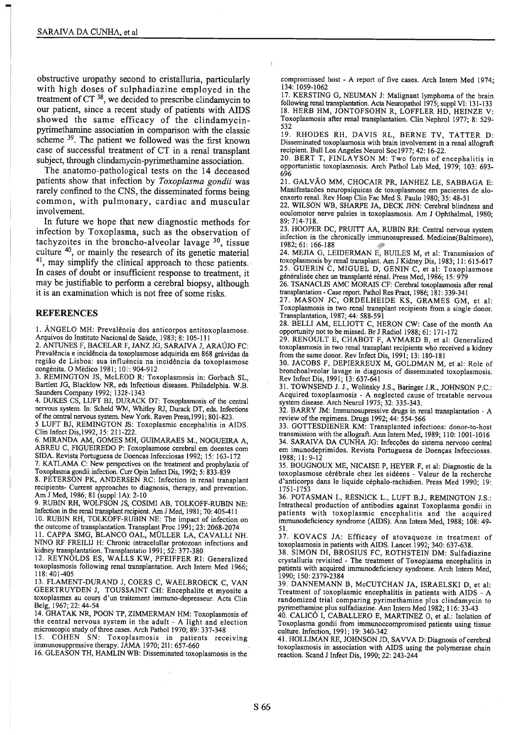obstructive uropathy second to cristalluria, particularly with high doses of sulphadiazine employed in the treatment of CT [38], we decided to prescribe clindamycin to our patient, since a recent study of patients with AIDS showed the same efficacy of the clindamycin-pyrimethamine association in comparison with the classic scheme [39]. The patient we followed was the first known case of successful treatment of CT in a renal transplant subject, through clindamycin-pyrimethamine association.

The anatomo-pathological tests on the 14 deceased patients show that infection by *Toxoplasma gondii* was rarely confined to the CNS, the disseminated forms being common, with pulmonary, cardiac and muscular involvement.

In future we hope that new diagnostic methods for infection by Toxoplasma, such as the observation of tachyzoites in the broncho-alveolar lavage [30], tissue culture [40], or mainly the research of its genetic material [41], may simplify the clinical approach to these patients. In cases of doubt or insufficient response to treatment, it may be justifiable to perform a cerebral biopsy, although it is an examination which is not free of some risks.

## REFERENCES

1. ÂNGELO MH: Prevalência dos anticorpos antitoxoplasmose. Arquivos do Instituto Nacional de Saúde, 1983; 8: 105-111
2. ANTUNES F, BACELAR F, JANZ JG, SARAIVA J, ARAÚJO FC: Prevalência e incidência da toxoplasmose adquirida em 868 grávidas da região de Lisboa: sua influência na incidência da toxoplasmose congénita. O Médico 1981; 101: 904-912
3. REMINGTON JS, McLEOD R: Toxoplasmosis in: Gorbach SL, Bartlett JG, Blacklow NR, eds Infectious diseases. Philadelphia. W.B. Saunders Company 1992; 1328-1343
4. DUKES CS, LUFT BJ, DURACK DT: Toxoplasmosis of the central nervous system. In: Scheld WM, Whitley RJ, Durack DT, eds. Infections of the central nervous system. New York. Raven Press,1991; 801-823.
5 LUFT BJ, REMINGTON JS: Toxoplasmic encephalitis in AIDS. Clin Infect Dis,1992, 15: 211-222.
6. MIRANDA AM, GOMES MH, GUIMARAES M., NOGUEIRA A, ABREU C, FIGUEIREDO P: Toxoplasmose cerebral em doentes com SIDA. Revista Portuguesa de Doencas Infecciosas 1992; 15: 163-172
7. KATLAMA C: New perspectives on the treatment and prophylaxis of Toxoplasma gondii infection. Curr Opin Infect Dis, 1992; 5: 833-839
8. PETERSON PK, ANDERSEN RC: Infection in renal transplant recipients- Current approaches to diagnosis, therapy, and prevention. Am J Med, 1986; 81 (suppl 1A): 2-10
9. RUBIN RH, WOLFSON JS, COSIMI AB, TOLKOFF-RUBIN NE: Infection in the renal transplant recipient. Am J Med, 1981; 70: 405-411
10. RUBIN RH, TOLKOFF-RUBIN NE: The impact of infection on the outcome of transplantation. Transplant Proc 1991; 23: 2068-2074
11. CAPPA SMG, BLANCO OAL, MÜLLER LA, CAVALLI NH. NINO RF FREILIJ H: Chronic intracellular protozoan infections and kidney transplantation. Transplantatio 1991; 52: 377-380
12. REYNOLDS ES, WALLS KW, PFEIFFER RI: Generalized toxoplasmosis following renal transplantation. Arch Intern Med 1966; 118: 401-405
13. FLAMENT-DURAND J, COERS C, WAELBROECK C, VAN GEERTRUYDEN J, TOUSSAINT CH: Encephalite et myosite a toxoplasmes au cours d'un traitement immuno-depresseur. Acta Clin Belg, 1967; 22: 44-54
14. GHATAK NR, POON TP, ZIMMERMAN HM: Toxoplasmosis of the central nervous system in the adult - A light and election microscopic study of three cases. Arch Pathol 1970; 89: 337-348
15. COHEN SN: Toxoplasmosis in patients receiving immunosuppressive therapy. JAMA 1970; 211: 657-660
16. GLEASON TH, HAMLIN WB: Disseminated toxoplasmosis in the compromissed host - A report of five cases. Arch Intern Med 1974; 134: 1059-1062
17. KERSTING G, NEUMAN J: Malignant lymphoma of the brain following renal transplantation. Acta Neuropathol 1975; suppl VI: 131-133
18. HERB HM, JONTOFSOHN R, LOFFLER HD, HEINZE V: Toxoplasmosis after renal transplantation. Clin Nephrol 1977; 8: 529-532
19. RHODES RH, DAVIS RL, BERNE TV, TATTER D: Disseminated toxoplasmosis with brain involvement in a renal allograft recipient. Bull Los Angeles Neurol Soc1977; 42: 16-22.
20. BERT T, FINLAYSON M: Two forms of encephalitis in opportunistic toxoplasmosis. Arch Pathol Lab Med, 1979; 103: 693-696
21. GALVÃO MM, CHOCAIR PR, IANHEZ LE, SABBAGA E: Manifestacões neuropsíquicas de toxoplasmose em pacientes de alo-enxerto renal. Rev Hosp Clin Fac Med S. Paulo 1980; 35: 48-51
22. WILSON WB, SHARPE JA, DECK JHN: Cerebral blindness and oculomotor nerve palsies in toxoplasmosis. Am J Ophthalmol, 1980; 89: 714-718.
23. HOOPER DC, PRUITT AA, RUBIN RH: Central nervous system infection in the chronically immunosupressed. Medicine(Baltimore), 1982; 61: 166-188
24. MEJIA G, LEIDERMAN E, BUILES M, et al: Transmission of toxoplasmosis by renal transplant. Am J Kidney Dis, 1983; 11: 615-617
25. GUERIN C, MIGUEL D, GENIN C, et al: Toxoplasmose généralisée chez un transplanté rénal. Press Med, 1986; 15: 979
26. TSANACLIS AMC MORAIS CF: Cerebral toxoplasmosis after renal transplantation - Case report. Pathol Res Pract, 1986; 181: 339-341
27. MASON JC, ORDELHEIDE KS, GRAMES GM, et al: Toxoplasmosis in two renal transplant recipients from a single donor. Transplantation, 1987; 44: 588-591
28. BELLI AM, ELLIOTT C, HERON CW: Case of the month An opportunity not to be missed. Br J Radiol 1988; 61: 171-172
29. RENOULT E, CHABOT F, AYMARD B, et al: Generalized toxoplasmosis in two renal transplant recipients who received a kidney from the same donor. Rev Infect Dis, 1991; 13: 180-181
30. JACOBS F, DEPIERREUX M, GOLDMAN M, et al: Role of bronchoalveolar lavage in diagnosis of disseminated toxoplasmosis. Rev Infect Dis, 1991; 13: 637-641
31. TOWNSEND J. J., Wolinsky J.S., Baringer J.R., JOHNSON P.C.: Acquired toxoplasmosis - A neglected cause of treatable nervous system disease. Arch Neurol 1975; 32: 335-343.
32. BARRY JM: Immunosupressive drugs in renal transplantation - A review of the regimens. Drugs 1992; 44: 554-566
33. GOTTESDIENER KM: Transplanted infections: donor-to-host transmission with the allograft. Ann Intern Med, 1989; 110: 1001-1016
34. SARAIVA DA CUNHA JG: Infecções do sistema nervoso central em imunodeprimidos. Revista Portuguesa de Doenças Infecciosas. 1988; 11: 9-12
35. BOUGNOUX ME, NICAISE P, HEYER F, et al: Diagnostic de la toxoplasmose cérébrale chez les sidéens - Valeur de la recherche d'anticorps dans le liquide céphalo-rachidien. Press Med 1990; 19: 1751-1753
36. POTASMAN I., RESNICK L., LUFT B.J., REMINGTON J.S.: Intrathecal production of antibodies against Toxoplasma gondii in patients with toxoplasmic encephalitis and the acquired immunodeficiency syndrome (AIDS). Ann Intern Med, 1988; 108: 49-51.
37. KOVACS JA: Efficacy of atovaquone in treatment of toxoplasmosis in patients with AIDS. Lancet 1992; 340: 637-638.
38. SIMON DI, BROSIUS FC, ROTHSTEIN DM: Sulfadiazine crystalluria revisited - The treatment of Toxoplasma encephalitis in patients with acquired immunodeficiency syndrome. Arch Intern Med, 1990; 150: 2379-2384
39. DANNEMANN B, McCUTCHAN JA, ISRAELSKI D, et al: Treatment of toxoplasmic encephalitis in patients with AIDS - A randomized trial comparing pyrimethamine plus clindamycin to pyrimethamine plus sulfadiazine. Ann Intern Med 1982; 116: 33-43
40. CALICÓ I, CABALLERO E, MARTINEZ O, et al.: Isolation of Toxoplasma gondii from immunoccompromised patients using tissue culture. Infection, 1991; 19: 340-342
41. HOLLIMAN RE, JOHNSON JD, SAVVA D: Diagnosis of cerebral toxoplasmosis in association with AIDS using the polymerase chain reaction. Scand J Infect Dis, 1990; 22: 243-244